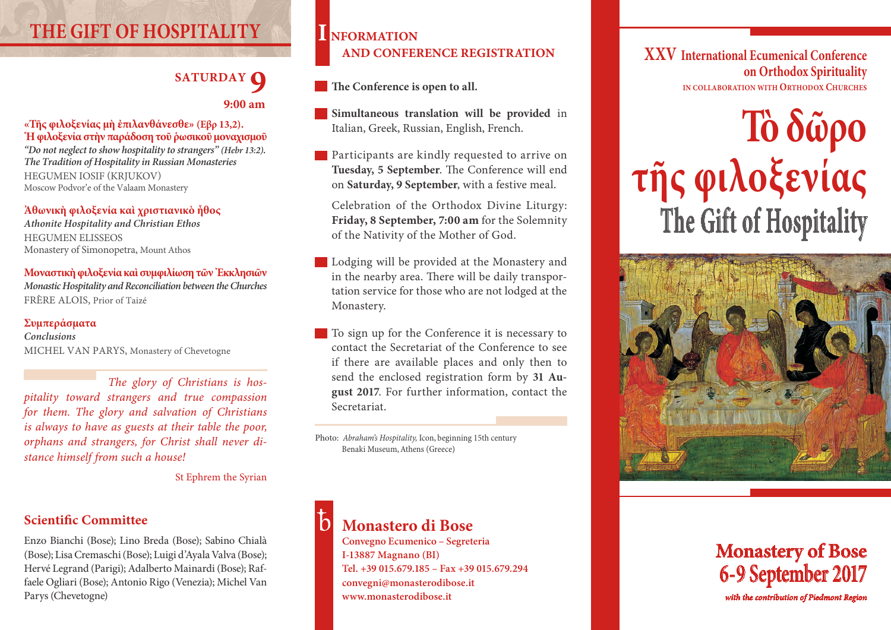## THE GIFT OF HOSPITALITY

### SATURDAY 9

**9:00 am**

**«Τῆς φιλοξενίας μὴ ἐπιλανθάνεσθε» (Εβρ 13,2). Ἡ φιλοξενία στὴν παράδοση τοῦ ῥωσικοῦ μοναχισμοῦ**
*"Do not neglect to show hospitality to strangers" (Hebr 13:2). The Tradition of Hospitality in Russian Monasteries*
HEGUMEN IOSIF (KRJUKOV)
Moscow Podvor'e of the Valaam Monastery

**Ἀθωνικὴ φιλοξενία καὶ χριστιανικὸ ἦθος**
*Athonite Hospitality and Christian Ethos*
HEGUMEN ELISSEOS
Monastery of Simonopetra, Mount Athos

**Μοναστικὴ φιλοξενία καὶ συμφιλίωση τῶν Ἐκκλησιῶν**
*Monastic Hospitality and Reconciliation between the Churches*
FRÈRE ALOIS, Prior of Taizé

**Συμπεράσματα**
*Conclusions*
MICHEL VAN PARYS, Monastery of Chevetogne

*The glory of Christians is hospitality toward strangers and true compassion for them. The glory and salvation of Christians is always to have as guests at their table the poor, orphans and strangers, for Christ shall never distance himself from such a house!*

St Ephrem the Syrian

### Scientific Committee

Enzo Bianchi (Bose); Lino Breda (Bose); Sabino Chialà (Bose); Lisa Cremaschi (Bose); Luigi d'Ayala Valva (Bose); Hervé Legrand (Parigi); Adalberto Mainardi (Bose); Raffaele Ogliari (Bose); Antonio Rigo (Venezia); Michel Van Parys (Chevetogne)

## INFORMATION AND CONFERENCE REGISTRATION

- **The Conference is open to all.**
- **Simultaneous translation will be provided** in Italian, Greek, Russian, English, French.
- Participants are kindly requested to arrive on **Tuesday, 5 September**. The Conference will end on **Saturday, 9 September**, with a festive meal.

  Celebration of the Orthodox Divine Liturgy: **Friday, 8 September, 7:00 am** for the Solemnity of the Nativity of the Mother of God.
- Lodging will be provided at the Monastery and in the nearby area. There will be daily transportation service for those who are not lodged at the Monastery.
- To sign up for the Conference it is necessary to contact the Secretariat of the Conference to see if there are available places and only then to send the enclosed registration form by **31 August 2017**. For further information, contact the Secretariat.

Photo: *Abraham's Hospitality,* Icon, beginning 15th century
Benaki Museum, Athens (Greece)

### Monastero di Bose

**Convegno Ecumenico – Segreteria**
**I-13887 Magnano (BI)**
**Tel. +39 015.679.185 – Fax +39 015.679.294**
**convegni@monasterodibose.it**
**www.monasterodibose.it**

**XXV International Ecumenical Conference on Orthodox Spirituality**
IN COLLABORATION WITH ORTHODOX CHURCHES

# Τὸ δῶρο τῆς φιλοξενίας
# The Gift of Hospitality

## Monastery of Bose
## 6-9 September 2017

*with the contribution of Piedmont Region*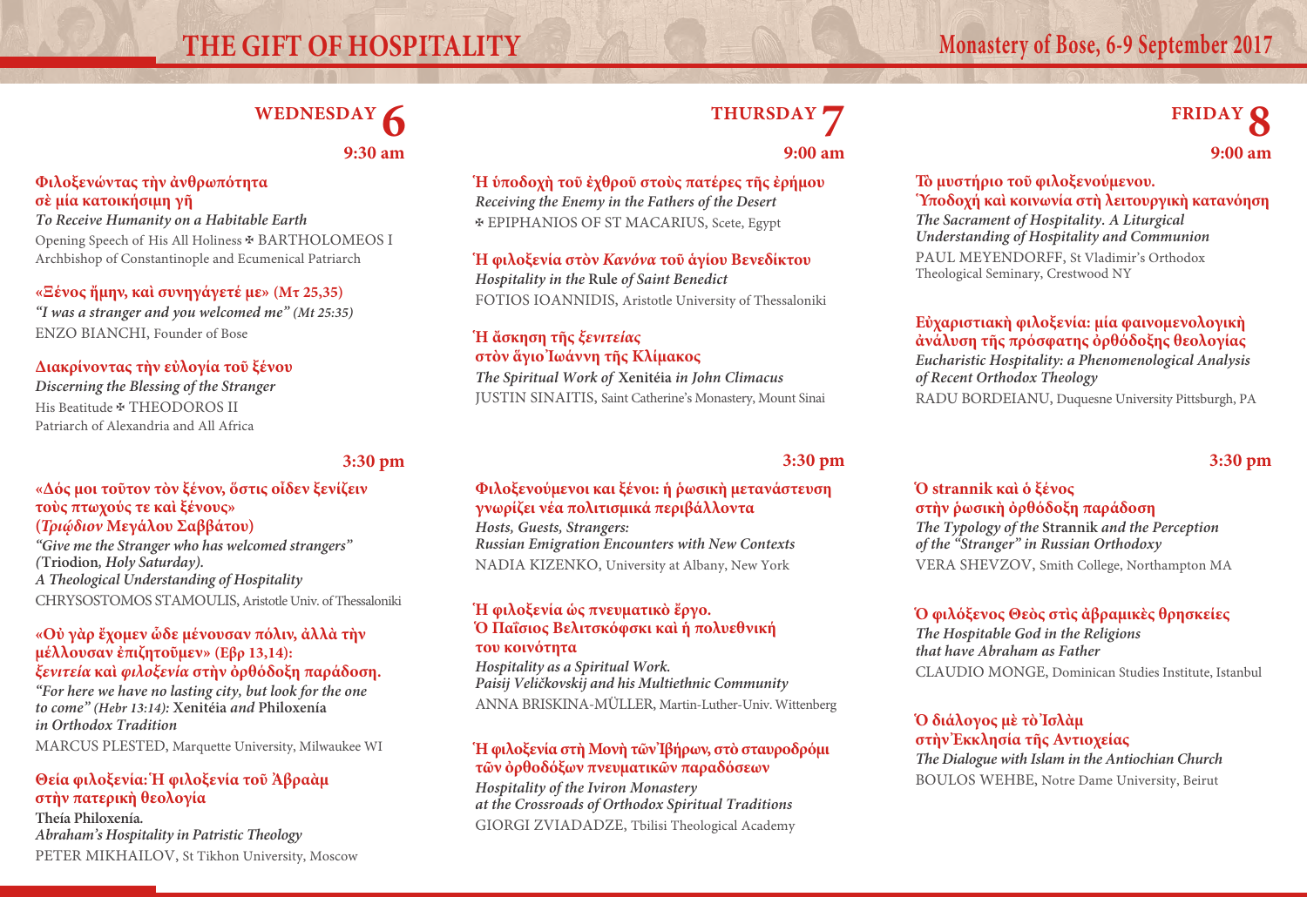# THE GIFT OF HOSPITALITY

## Monastery of Bose, 6-9 September 2017

## WEDNESDAY 6

### 9:30 am

**Φιλοξενώντας τὴν ἀνθρωπότητα σὲ μία κατοικήσιμη γῆ**
*To Receive Humanity on a Habitable Earth*
Opening Speech of His All Holiness ✠ BARTHOLOMEOS I
Archbishop of Constantinople and Ecumenical Patriarch

**«Ξένος ἤμην, καὶ συνηγάγετέ με» (Μτ 25,35)**
*"I was a stranger and you welcomed me" (Mt 25:35)*
ENZO BIANCHI, Founder of Bose

**Διακρίνοντας τὴν εὐλογία τοῦ ξένου**
*Discerning the Blessing of the Stranger*
His Beatitude ✠ THEODOROS II
Patriarch of Alexandria and All Africa

### 3:30 pm

**«Δός μοι τοῦτον τὸν ξένον, ὅστις οἶδεν ξενίζειν τοὺς πτωχούς τε καὶ ξένους» (*Τριῴδιον* Μεγάλου Σαββάτου)**
*"Give me the Stranger who has welcomed strangers" (*Triodion*, Holy Saturday). A Theological Understanding of Hospitality*
CHRYSOSTOMOS STAMOULIS, Aristotle Univ. of Thessaloniki

**«Οὐ γὰρ ἔχομεν ὧδε μένουσαν πόλιν, ἀλλὰ τὴν μέλλουσαν ἐπιζητοῦμεν» (Εβρ 13,14): *ξενιτεία* καὶ *φιλοξενία* στὴν ὀρθόδοξη παράδοση.**
*"For here we have no lasting city, but look for the one to come" (Hebr 13:14):* Xenitéia *and* Philoxenía *in Orthodox Tradition*
MARCUS PLESTED, Marquette University, Milwaukee WI

**Θεία φιλοξενία: Ἡ φιλοξενία τοῦ Ἀβραὰμ στὴν πατερικὴ θεολογία**
**Theía Philoxenía.**
*Abraham's Hospitality in Patristic Theology*
PETER MIKHAILOV, St Tikhon University, Moscow

## THURSDAY 7

### 9:00 am

**Ἡ ὑποδοχὴ τοῦ ἐχθροῦ στοὺς πατέρες τῆς ἐρήμου**
*Receiving the Enemy in the Fathers of the Desert*
✠ EPIPHANIOS OF ST MACARIUS, Scete, Egypt

**Ἡ φιλοξενία στὸν *Κανόνα* τοῦ ἁγίου Βενεδίκτου**
*Hospitality in the* Rule *of Saint Benedict*
FOTIOS IOANNIDIS, Aristotle University of Thessaloniki

**Ἡ ἄσκηση τῆς *ξενιτείας* στὸν ἅγιο Ἰωάννη τῆς Κλίμακος**
*The Spiritual Work of* Xenitéia *in John Climacus*
JUSTIN SINAITIS, Saint Catherine's Monastery, Mount Sinai

### 3:30 pm

**Φιλοξενούμενοι και ξένοι: ἡ ρωσικὴ μετανάστευση γνωρίζει νέα πολιτισμικὰ περιβάλλοντα**
*Hosts, Guests, Strangers: Russian Emigration Encounters with New Contexts*
NADIA KIZENKO, University at Albany, New York

**Ἡ φιλοξενία ὡς πνευματικὸ ἔργο. Ὁ Παΐσιος Βελιτσκόφσκι καὶ ἡ πολυεθνικὴ του κοινότητα**
*Hospitality as a Spiritual Work. Paisij Veličkovskij and his Multiethnic Community*
ANNA BRISKINA-MÜLLER, Martin-Luther-Univ. Wittenberg

**Ἡ φιλοξενία στὴ Μονὴ τῶν Ἰβήρων, στὸ σταυροδρόμι τῶν ὀρθοδόξων πνευματικῶν παραδόσεων**
*Hospitality of the Iviron Monastery at the Crossroads of Orthodox Spiritual Traditions*
GIORGI ZVIADADZE, Tbilisi Theological Academy

## FRIDAY 8

### 9:00 am

**Τὸ μυστήριο τοῦ φιλοξενούμενου. Ὑποδοχὴ καὶ κοινωνία στὴ λειτουργικὴ κατανόηση**
*The Sacrament of Hospitality. A Liturgical Understanding of Hospitality and Communion*
PAUL MEYENDORFF, St Vladimir's Orthodox Theological Seminary, Crestwood NY

**Εὐχαριστιακὴ φιλοξενία: μία φαινομενολογικὴ ἀνάλυση τῆς πρόσφατης ὀρθόδοξης θεολογίας**
*Eucharistic Hospitality: a Phenomenological Analysis of Recent Orthodox Theology*
RADU BORDEIANU, Duquesne University Pittsburgh, PA

### 3:30 pm

**Ὁ strannik καὶ ὁ ξένος στὴν ρωσικὴ ὀρθόδοξη παράδοση**
*The Typology of the* Strannik *and the Perception of the "Stranger" in Russian Orthodoxy*
VERA SHEVZOV, Smith College, Northampton MA

**Ὁ φιλόξενος Θεὸς στὶς ἀβραμικὲς θρησκεῖες**
*The Hospitable God in the Religions that have Abraham as Father*
CLAUDIO MONGE, Dominican Studies Institute, Istanbul

**Ὁ διάλογος μὲ τὸ Ἰσλὰμ στὴν Ἐκκλησία τῆς Ἀντιοχείας**
*The Dialogue with Islam in the Antiochian Church*
BOULOS WEHBE, Notre Dame University, Beirut